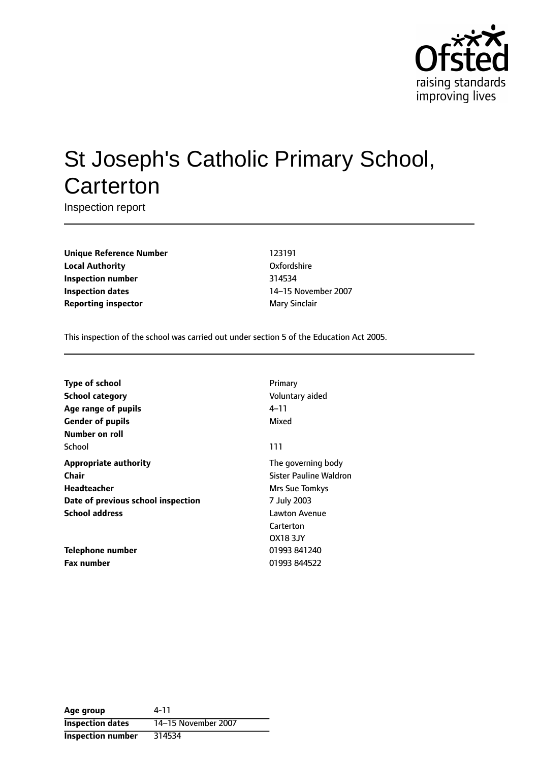# St Joseph's Catholic Primary School, Carterton

Inspection report

| | |
|---|---|
| **Unique Reference Number** | 123191 |
| **Local Authority** | Oxfordshire |
| **Inspection number** | 314534 |
| **Inspection dates** | 14–15 November 2007 |
| **Reporting inspector** | Mary Sinclair |

This inspection of the school was carried out under section 5 of the Education Act 2005.

| | |
|---|---|
| **Type of school** | Primary |
| **School category** | Voluntary aided |
| **Age range of pupils** | 4–11 |
| **Gender of pupils** | Mixed |
| **Number on roll** | |
| School | 111 |
| **Appropriate authority** | The governing body |
| **Chair** | Sister Pauline Waldron |
| **Headteacher** | Mrs Sue Tomkys |
| **Date of previous school inspection** | 7 July 2003 |
| **School address** | Lawton Avenue<br>Carterton<br>OX18 3JY |
| **Telephone number** | 01993 841240 |
| **Fax number** | 01993 844522 |

| | |
|---|---|
| **Age group** | 4-11 |
| **Inspection dates** | 14–15 November 2007 |
| **Inspection number** | 314534 |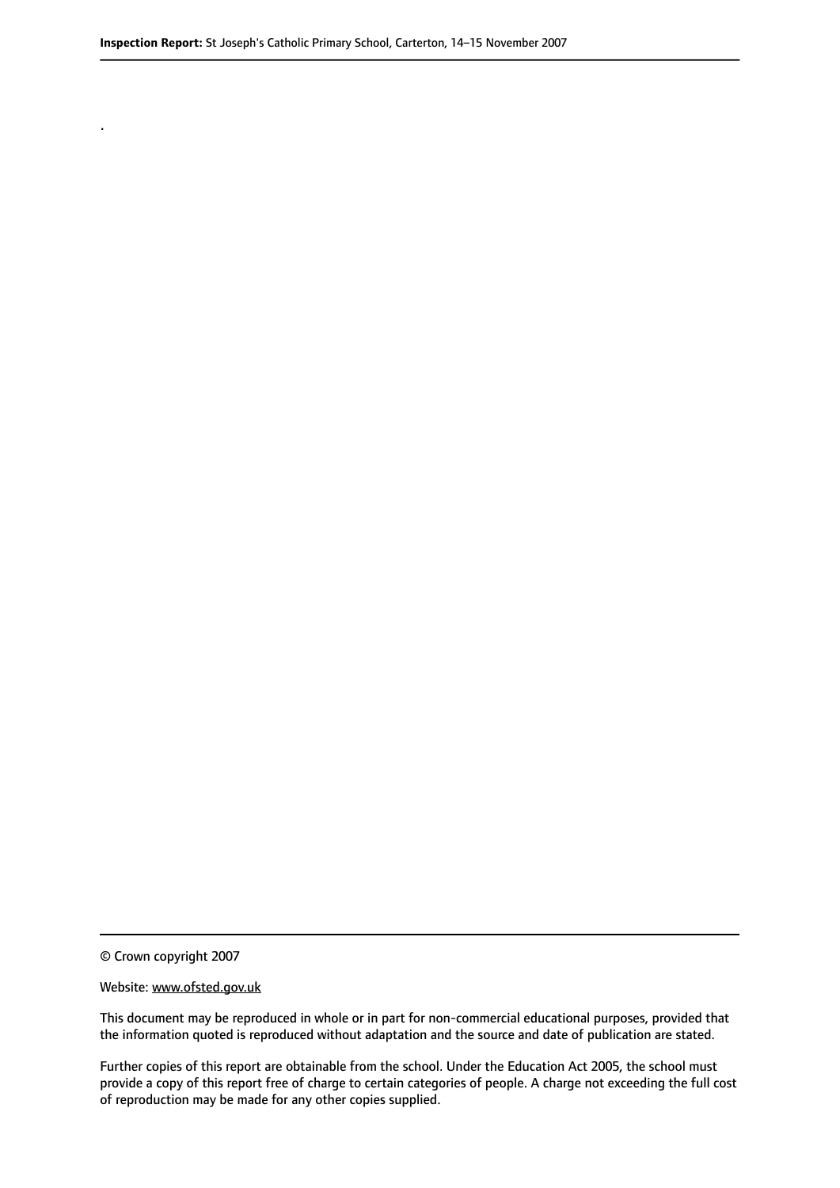.

© Crown copyright 2007

Website: www.ofsted.gov.uk

This document may be reproduced in whole or in part for non-commercial educational purposes, provided that the information quoted is reproduced without adaptation and the source and date of publication are stated.

Further copies of this report are obtainable from the school. Under the Education Act 2005, the school must provide a copy of this report free of charge to certain categories of people. A charge not exceeding the full cost of reproduction may be made for any other copies supplied.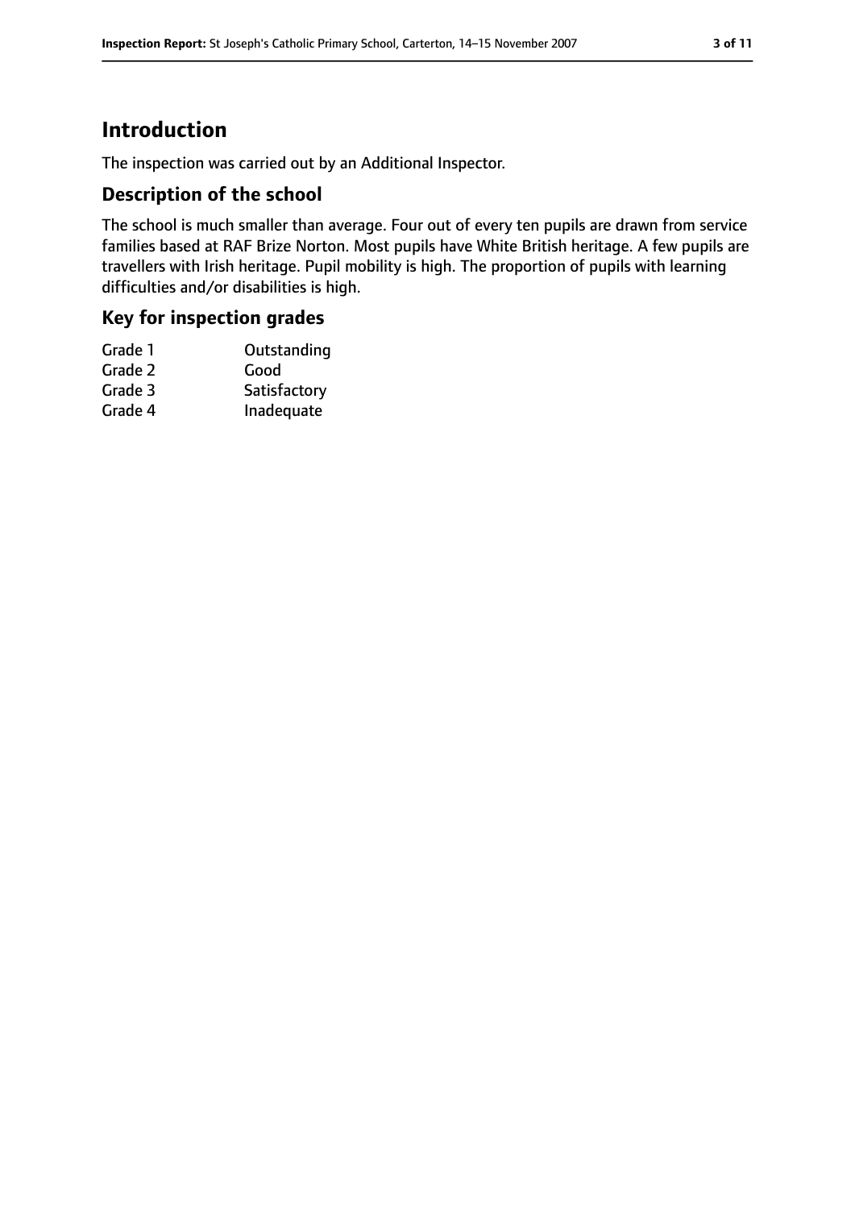# Introduction

The inspection was carried out by an Additional Inspector.

## Description of the school

The school is much smaller than average. Four out of every ten pupils are drawn from service families based at RAF Brize Norton. Most pupils have White British heritage. A few pupils are travellers with Irish heritage. Pupil mobility is high. The proportion of pupils with learning difficulties and/or disabilities is high.

## Key for inspection grades

| | |
|---|---|
| Grade 1 | Outstanding |
| Grade 2 | Good |
| Grade 3 | Satisfactory |
| Grade 4 | Inadequate |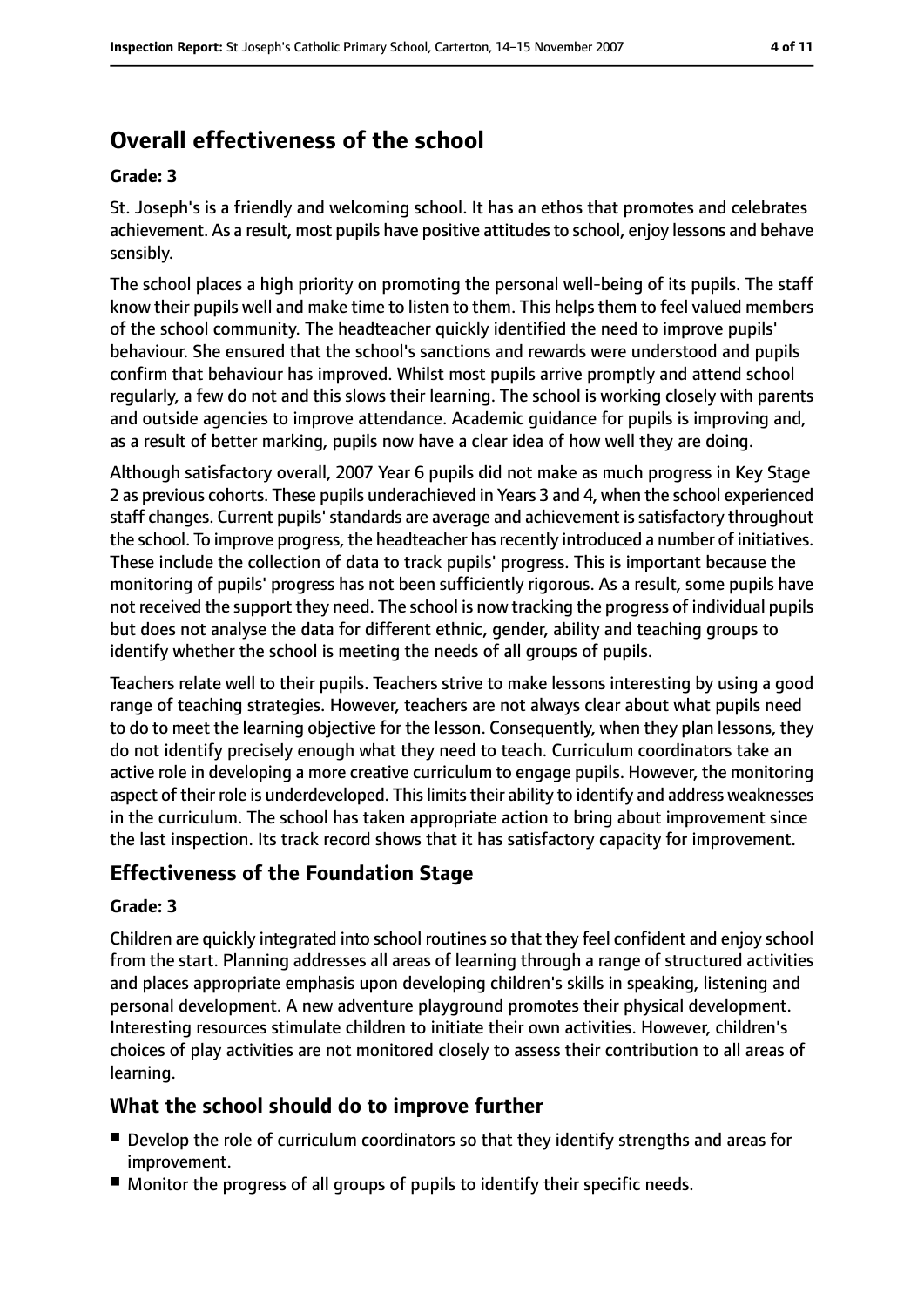## Overall effectiveness of the school

**Grade: 3**

St. Joseph's is a friendly and welcoming school. It has an ethos that promotes and celebrates achievement. As a result, most pupils have positive attitudes to school, enjoy lessons and behave sensibly.

The school places a high priority on promoting the personal well-being of its pupils. The staff know their pupils well and make time to listen to them. This helps them to feel valued members of the school community. The headteacher quickly identified the need to improve pupils' behaviour. She ensured that the school's sanctions and rewards were understood and pupils confirm that behaviour has improved. Whilst most pupils arrive promptly and attend school regularly, a few do not and this slows their learning. The school is working closely with parents and outside agencies to improve attendance. Academic guidance for pupils is improving and, as a result of better marking, pupils now have a clear idea of how well they are doing.

Although satisfactory overall, 2007 Year 6 pupils did not make as much progress in Key Stage 2 as previous cohorts. These pupils underachieved in Years 3 and 4, when the school experienced staff changes. Current pupils' standards are average and achievement is satisfactory throughout the school. To improve progress, the headteacher has recently introduced a number of initiatives. These include the collection of data to track pupils' progress. This is important because the monitoring of pupils' progress has not been sufficiently rigorous. As a result, some pupils have not received the support they need. The school is now tracking the progress of individual pupils but does not analyse the data for different ethnic, gender, ability and teaching groups to identify whether the school is meeting the needs of all groups of pupils.

Teachers relate well to their pupils. Teachers strive to make lessons interesting by using a good range of teaching strategies. However, teachers are not always clear about what pupils need to do to meet the learning objective for the lesson. Consequently, when they plan lessons, they do not identify precisely enough what they need to teach. Curriculum coordinators take an active role in developing a more creative curriculum to engage pupils. However, the monitoring aspect of their role is underdeveloped. This limits their ability to identify and address weaknesses in the curriculum. The school has taken appropriate action to bring about improvement since the last inspection. Its track record shows that it has satisfactory capacity for improvement.

### Effectiveness of the Foundation Stage

**Grade: 3**

Children are quickly integrated into school routines so that they feel confident and enjoy school from the start. Planning addresses all areas of learning through a range of structured activities and places appropriate emphasis upon developing children's skills in speaking, listening and personal development. A new adventure playground promotes their physical development. Interesting resources stimulate children to initiate their own activities. However, children's choices of play activities are not monitored closely to assess their contribution to all areas of learning.

### What the school should do to improve further

- Develop the role of curriculum coordinators so that they identify strengths and areas for improvement.
- Monitor the progress of all groups of pupils to identify their specific needs.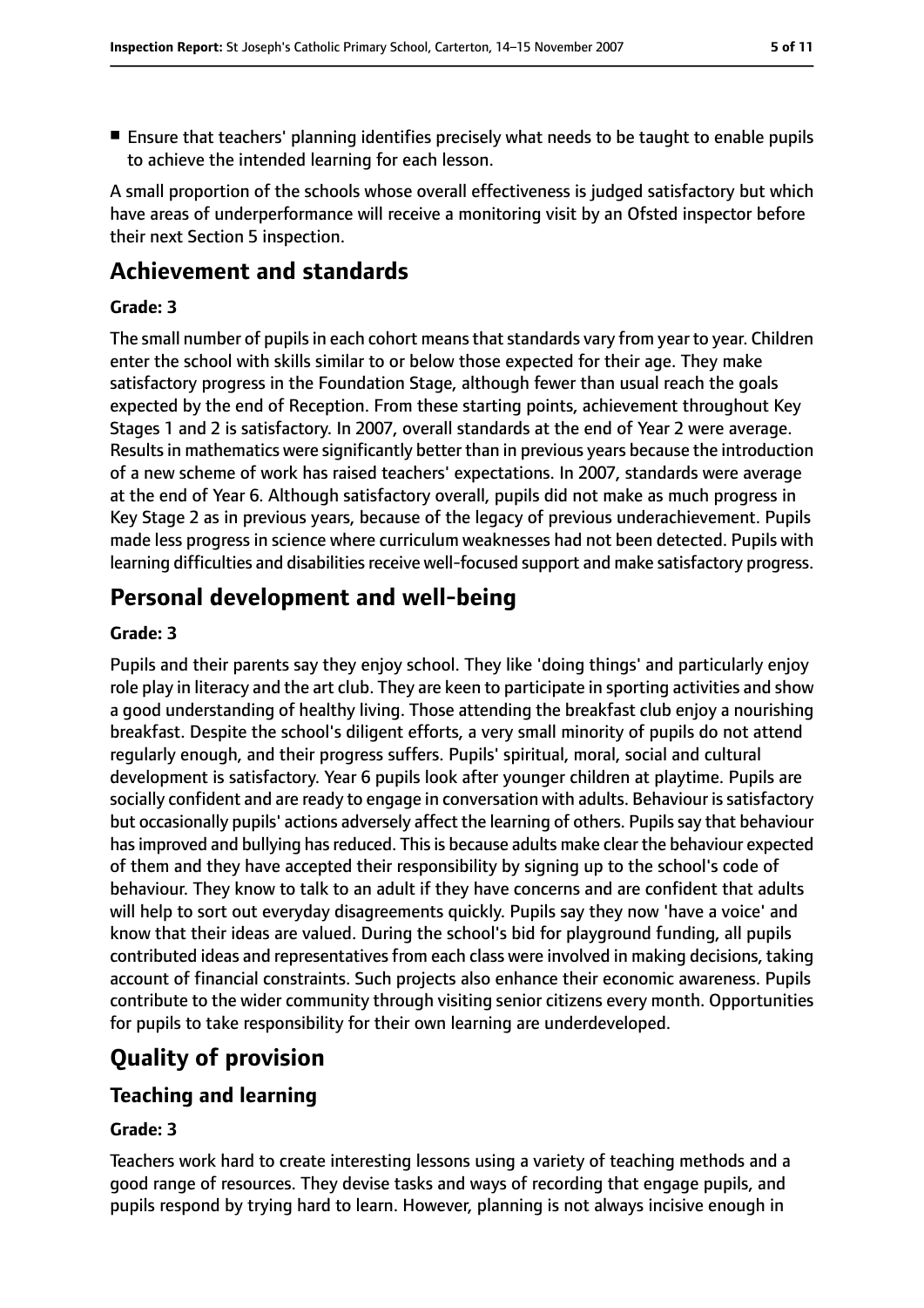- Ensure that teachers' planning identifies precisely what needs to be taught to enable pupils to achieve the intended learning for each lesson.

A small proportion of the schools whose overall effectiveness is judged satisfactory but which have areas of underperformance will receive a monitoring visit by an Ofsted inspector before their next Section 5 inspection.

# Achievement and standards

**Grade: 3**

The small number of pupils in each cohort means that standards vary from year to year. Children enter the school with skills similar to or below those expected for their age. They make satisfactory progress in the Foundation Stage, although fewer than usual reach the goals expected by the end of Reception. From these starting points, achievement throughout Key Stages 1 and 2 is satisfactory. In 2007, overall standards at the end of Year 2 were average. Results in mathematics were significantly better than in previous years because the introduction of a new scheme of work has raised teachers' expectations. In 2007, standards were average at the end of Year 6. Although satisfactory overall, pupils did not make as much progress in Key Stage 2 as in previous years, because of the legacy of previous underachievement. Pupils made less progress in science where curriculum weaknesses had not been detected. Pupils with learning difficulties and disabilities receive well-focused support and make satisfactory progress.

# Personal development and well-being

**Grade: 3**

Pupils and their parents say they enjoy school. They like 'doing things' and particularly enjoy role play in literacy and the art club. They are keen to participate in sporting activities and show a good understanding of healthy living. Those attending the breakfast club enjoy a nourishing breakfast. Despite the school's diligent efforts, a very small minority of pupils do not attend regularly enough, and their progress suffers. Pupils' spiritual, moral, social and cultural development is satisfactory. Year 6 pupils look after younger children at playtime. Pupils are socially confident and are ready to engage in conversation with adults. Behaviour is satisfactory but occasionally pupils' actions adversely affect the learning of others. Pupils say that behaviour has improved and bullying has reduced. This is because adults make clear the behaviour expected of them and they have accepted their responsibility by signing up to the school's code of behaviour. They know to talk to an adult if they have concerns and are confident that adults will help to sort out everyday disagreements quickly. Pupils say they now 'have a voice' and know that their ideas are valued. During the school's bid for playground funding, all pupils contributed ideas and representatives from each class were involved in making decisions, taking account of financial constraints. Such projects also enhance their economic awareness. Pupils contribute to the wider community through visiting senior citizens every month. Opportunities for pupils to take responsibility for their own learning are underdeveloped.

# Quality of provision

## Teaching and learning

**Grade: 3**

Teachers work hard to create interesting lessons using a variety of teaching methods and a good range of resources. They devise tasks and ways of recording that engage pupils, and pupils respond by trying hard to learn. However, planning is not always incisive enough in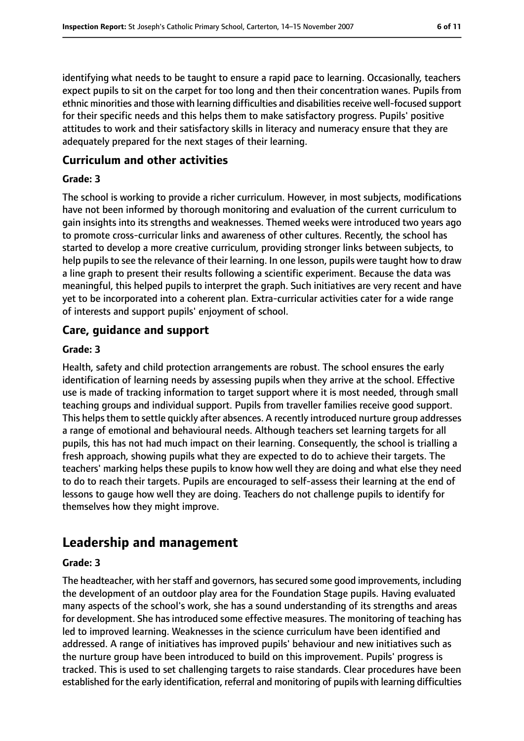identifying what needs to be taught to ensure a rapid pace to learning. Occasionally, teachers expect pupils to sit on the carpet for too long and then their concentration wanes. Pupils from ethnic minorities and those with learning difficulties and disabilities receive well-focused support for their specific needs and this helps them to make satisfactory progress. Pupils' positive attitudes to work and their satisfactory skills in literacy and numeracy ensure that they are adequately prepared for the next stages of their learning.

### Curriculum and other activities

#### Grade: 3

The school is working to provide a richer curriculum. However, in most subjects, modifications have not been informed by thorough monitoring and evaluation of the current curriculum to gain insights into its strengths and weaknesses. Themed weeks were introduced two years ago to promote cross-curricular links and awareness of other cultures. Recently, the school has started to develop a more creative curriculum, providing stronger links between subjects, to help pupils to see the relevance of their learning. In one lesson, pupils were taught how to draw a line graph to present their results following a scientific experiment. Because the data was meaningful, this helped pupils to interpret the graph. Such initiatives are very recent and have yet to be incorporated into a coherent plan. Extra-curricular activities cater for a wide range of interests and support pupils' enjoyment of school.

### Care, guidance and support

#### Grade: 3

Health, safety and child protection arrangements are robust. The school ensures the early identification of learning needs by assessing pupils when they arrive at the school. Effective use is made of tracking information to target support where it is most needed, through small teaching groups and individual support. Pupils from traveller families receive good support. This helps them to settle quickly after absences. A recently introduced nurture group addresses a range of emotional and behavioural needs. Although teachers set learning targets for all pupils, this has not had much impact on their learning. Consequently, the school is trialling a fresh approach, showing pupils what they are expected to do to achieve their targets. The teachers' marking helps these pupils to know how well they are doing and what else they need to do to reach their targets. Pupils are encouraged to self-assess their learning at the end of lessons to gauge how well they are doing. Teachers do not challenge pupils to identify for themselves how they might improve.

## Leadership and management

#### Grade: 3

The headteacher, with her staff and governors, has secured some good improvements, including the development of an outdoor play area for the Foundation Stage pupils. Having evaluated many aspects of the school's work, she has a sound understanding of its strengths and areas for development. She has introduced some effective measures. The monitoring of teaching has led to improved learning. Weaknesses in the science curriculum have been identified and addressed. A range of initiatives has improved pupils' behaviour and new initiatives such as the nurture group have been introduced to build on this improvement. Pupils' progress is tracked. This is used to set challenging targets to raise standards. Clear procedures have been established for the early identification, referral and monitoring of pupils with learning difficulties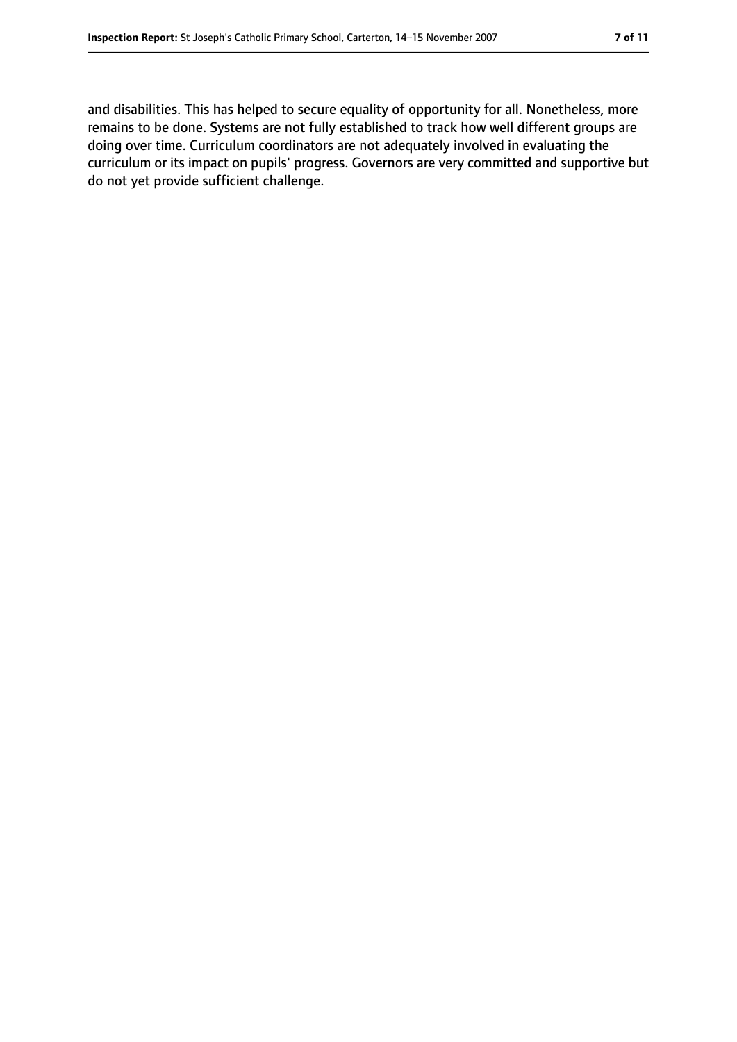and disabilities. This has helped to secure equality of opportunity for all. Nonetheless, more remains to be done. Systems are not fully established to track how well different groups are doing over time. Curriculum coordinators are not adequately involved in evaluating the curriculum or its impact on pupils' progress. Governors are very committed and supportive but do not yet provide sufficient challenge.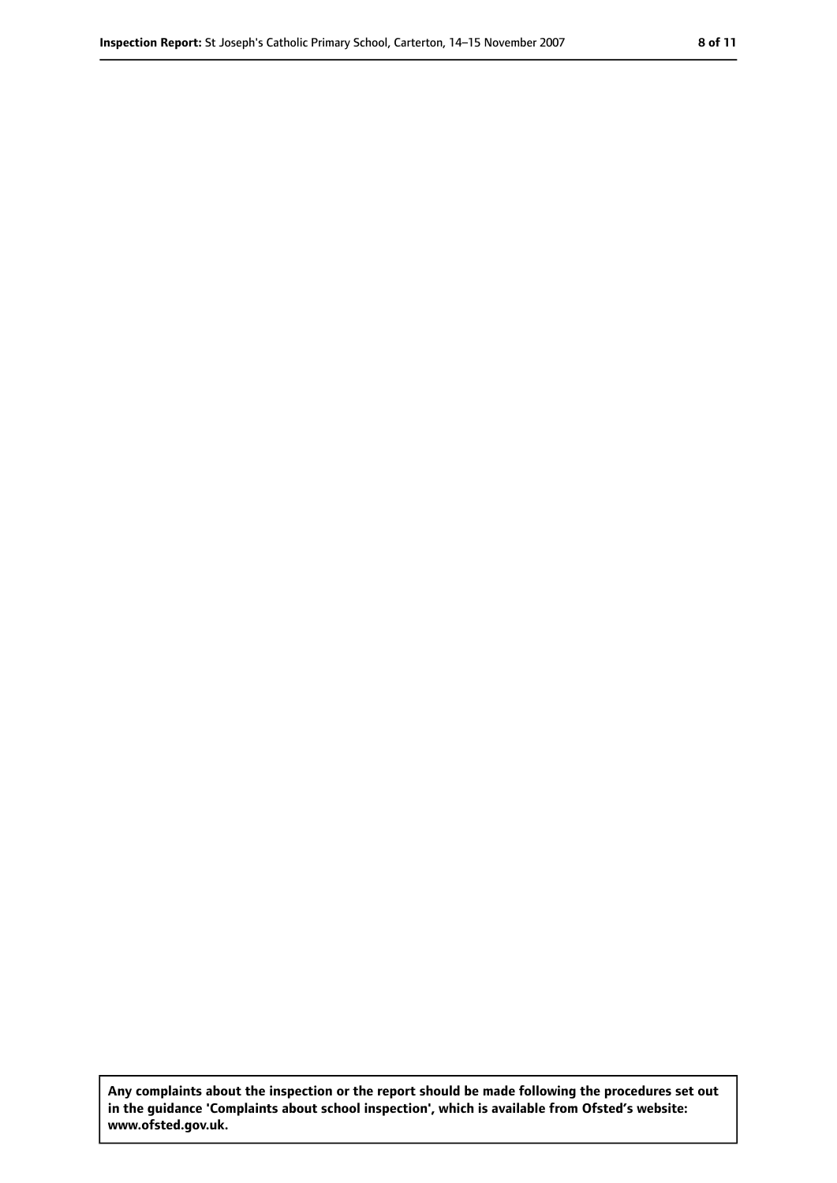**Any complaints about the inspection or the report should be made following the procedures set out in the guidance 'Complaints about school inspection', which is available from Ofsted's website: www.ofsted.gov.uk.**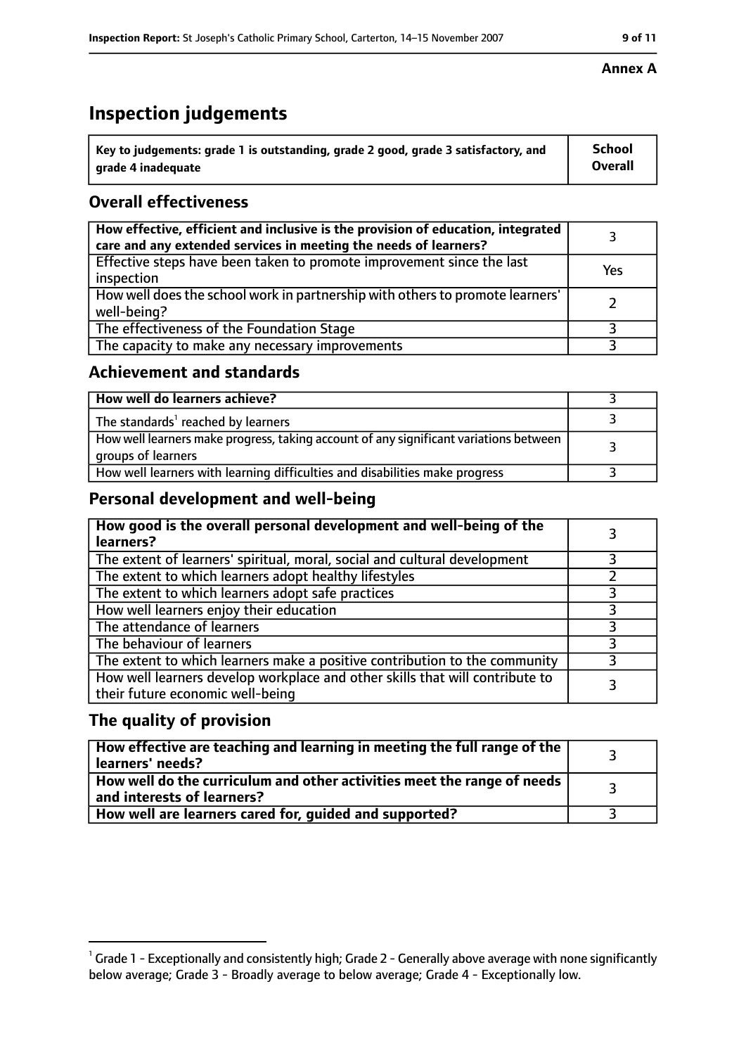**Annex A**

# Inspection judgements

| Key to judgements: grade 1 is outstanding, grade 2 good, grade 3 satisfactory, and grade 4 inadequate | School Overall |
|---|---|

## Overall effectiveness

| | |
|---|---|
| How effective, efficient and inclusive is the provision of education, integrated care and any extended services in meeting the needs of learners? | 3 |
| Effective steps have been taken to promote improvement since the last inspection | Yes |
| How well does the school work in partnership with others to promote learners' well-being? | 2 |
| The effectiveness of the Foundation Stage | 3 |
| The capacity to make any necessary improvements | 3 |

## Achievement and standards

| | |
|---|---|
| How well do learners achieve? | 3 |
| The standards[1] reached by learners | 3 |
| How well learners make progress, taking account of any significant variations between groups of learners | 3 |
| How well learners with learning difficulties and disabilities make progress | 3 |

## Personal development and well-being

| | |
|---|---|
| How good is the overall personal development and well-being of the learners? | 3 |
| The extent of learners' spiritual, moral, social and cultural development | 3 |
| The extent to which learners adopt healthy lifestyles | 2 |
| The extent to which learners adopt safe practices | 3 |
| How well learners enjoy their education | 3 |
| The attendance of learners | 3 |
| The behaviour of learners | 3 |
| The extent to which learners make a positive contribution to the community | 3 |
| How well learners develop workplace and other skills that will contribute to their future economic well-being | 3 |

## The quality of provision

| | |
|---|---|
| How effective are teaching and learning in meeting the full range of the learners' needs? | 3 |
| How well do the curriculum and other activities meet the range of needs and interests of learners? | 3 |
| How well are learners cared for, guided and supported? | 3 |

[1] Grade 1 - Exceptionally and consistently high; Grade 2 - Generally above average with none significantly below average; Grade 3 - Broadly average to below average; Grade 4 - Exceptionally low.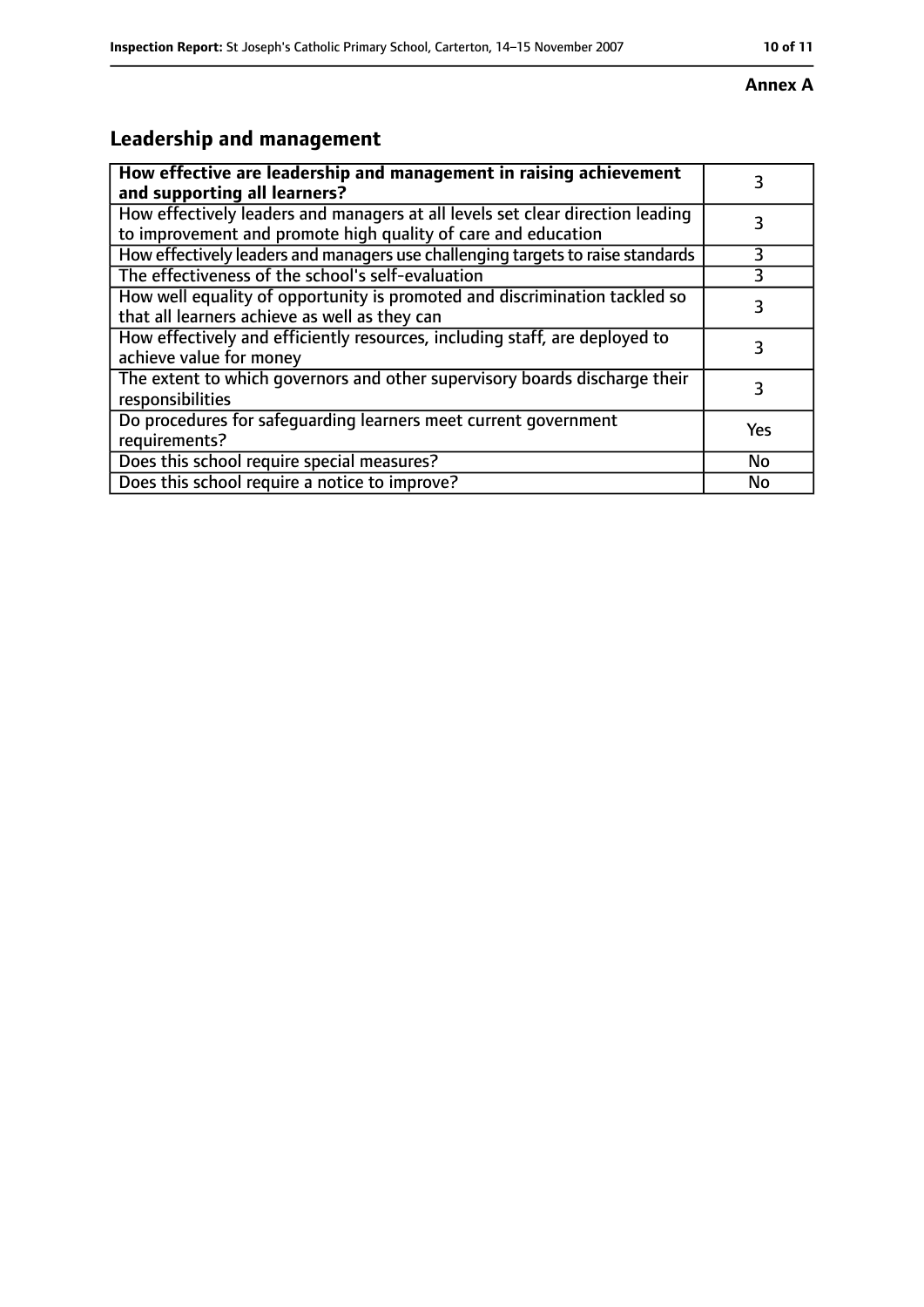**Annex A**

## Leadership and management

| | |
|---|---|
| **How effective are leadership and management in raising achievement and supporting all learners?** | 3 |
| How effectively leaders and managers at all levels set clear direction leading to improvement and promote high quality of care and education | 3 |
| How effectively leaders and managers use challenging targets to raise standards | 3 |
| The effectiveness of the school's self-evaluation | 3 |
| How well equality of opportunity is promoted and discrimination tackled so that all learners achieve as well as they can | 3 |
| How effectively and efficiently resources, including staff, are deployed to achieve value for money | 3 |
| The extent to which governors and other supervisory boards discharge their responsibilities | 3 |
| Do procedures for safeguarding learners meet current government requirements? | Yes |
| Does this school require special measures? | No |
| Does this school require a notice to improve? | No |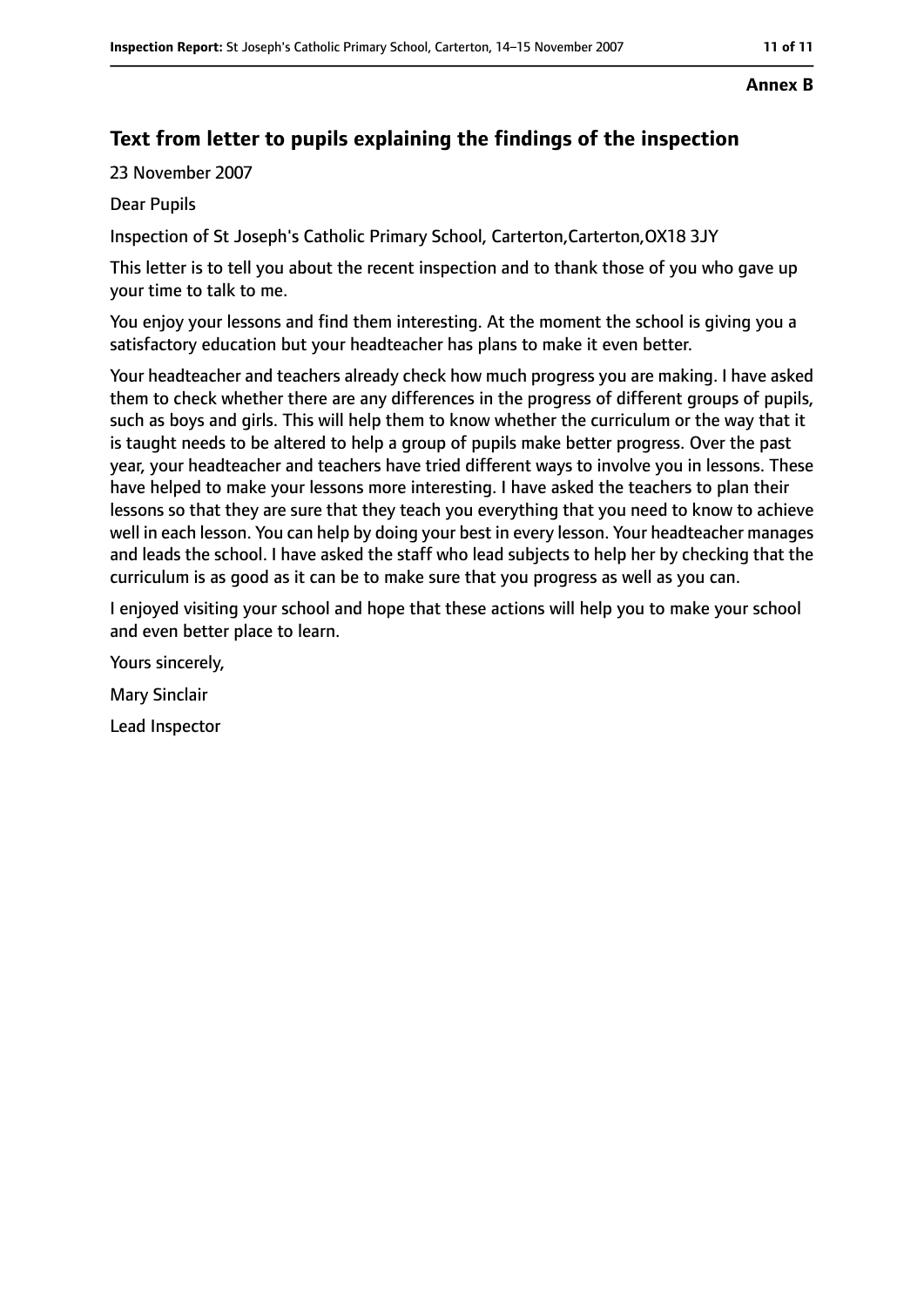Annex B

## Text from letter to pupils explaining the findings of the inspection

23 November 2007

Dear Pupils

Inspection of St Joseph's Catholic Primary School, Carterton,Carterton,OX18 3JY

This letter is to tell you about the recent inspection and to thank those of you who gave up your time to talk to me.

You enjoy your lessons and find them interesting. At the moment the school is giving you a satisfactory education but your headteacher has plans to make it even better.

Your headteacher and teachers already check how much progress you are making. I have asked them to check whether there are any differences in the progress of different groups of pupils, such as boys and girls. This will help them to know whether the curriculum or the way that it is taught needs to be altered to help a group of pupils make better progress. Over the past year, your headteacher and teachers have tried different ways to involve you in lessons. These have helped to make your lessons more interesting. I have asked the teachers to plan their lessons so that they are sure that they teach you everything that you need to know to achieve well in each lesson. You can help by doing your best in every lesson. Your headteacher manages and leads the school. I have asked the staff who lead subjects to help her by checking that the curriculum is as good as it can be to make sure that you progress as well as you can.

I enjoyed visiting your school and hope that these actions will help you to make your school and even better place to learn.

Yours sincerely,

Mary Sinclair

Lead Inspector